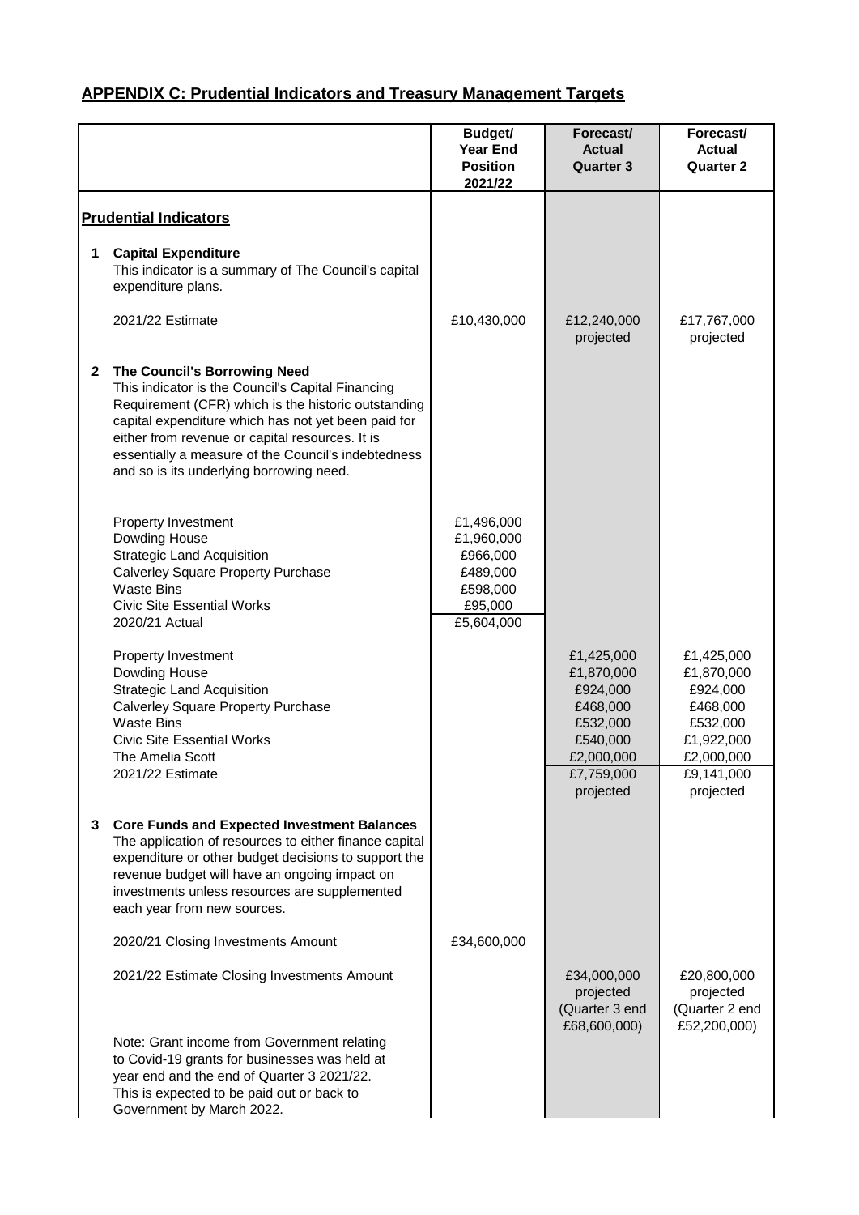## APPENDIX C: Prudential Indicators and Treasury Management Targets

| | | Budget/ Year End Position 2021/22 | Forecast/ Actual Quarter 3 | Forecast/ Actual Quarter 2 |
|---|---|---|---|---|
| | **Prudential Indicators** | | | |
| **1** | **Capital Expenditure** This indicator is a summary of The Council's capital expenditure plans. | | | |
| | 2021/22 Estimate | £10,430,000 | £12,240,000 projected | £17,767,000 projected |
| **2** | **The Council's Borrowing Need** This indicator is the Council's Capital Financing Requirement (CFR) which is the historic outstanding capital expenditure which has not yet been paid for either from revenue or capital resources. It is essentially a measure of the Council's indebtedness and so is its underlying borrowing need. | | | |
| | Property Investment | £1,496,000 | | |
| | Dowding House | £1,960,000 | | |
| | Strategic Land Acquisition | £966,000 | | |
| | Calverley Square Property Purchase | £489,000 | | |
| | Waste Bins | £598,000 | | |
| | Civic Site Essential Works | £95,000 | | |
| | 2020/21 Actual | £5,604,000 | | |
| | Property Investment | | £1,425,000 | £1,425,000 |
| | Dowding House | | £1,870,000 | £1,870,000 |
| | Strategic Land Acquisition | | £924,000 | £924,000 |
| | Calverley Square Property Purchase | | £468,000 | £468,000 |
| | Waste Bins | | £532,000 | £532,000 |
| | Civic Site Essential Works | | £540,000 | £1,922,000 |
| | The Amelia Scott | | £2,000,000 | £2,000,000 |
| | 2021/22 Estimate | | £7,759,000 projected | £9,141,000 projected |
| **3** | **Core Funds and Expected Investment Balances** The application of resources to either finance capital expenditure or other budget decisions to support the revenue budget will have an ongoing impact on investments unless resources are supplemented each year from new sources. | | | |
| | 2020/21 Closing Investments Amount | £34,600,000 | | |
| | 2021/22 Estimate Closing Investments Amount | | £34,000,000 projected (Quarter 3 end £68,600,000) | £20,800,000 projected (Quarter 2 end £52,200,000) |
| | Note: Grant income from Government relating to Covid-19 grants for businesses was held at year end and the end of Quarter 3 2021/22. This is expected to be paid out or back to Government by March 2022. | | | |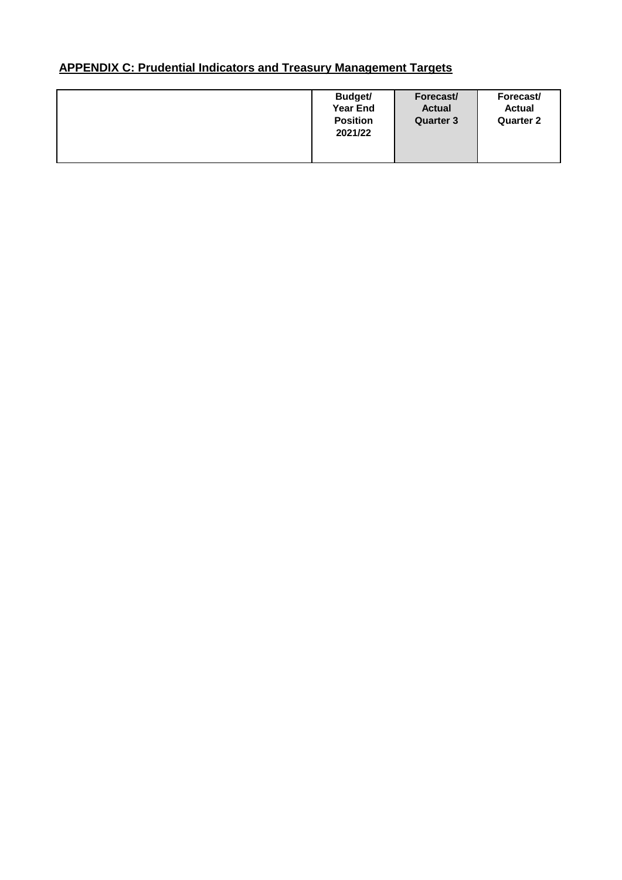## APPENDIX C: Prudential Indicators and Treasury Management Targets

| | Budget/ Year End Position 2021/22 | Forecast/ Actual Quarter 3 | Forecast/ Actual Quarter 2 |
|---|---|---|---|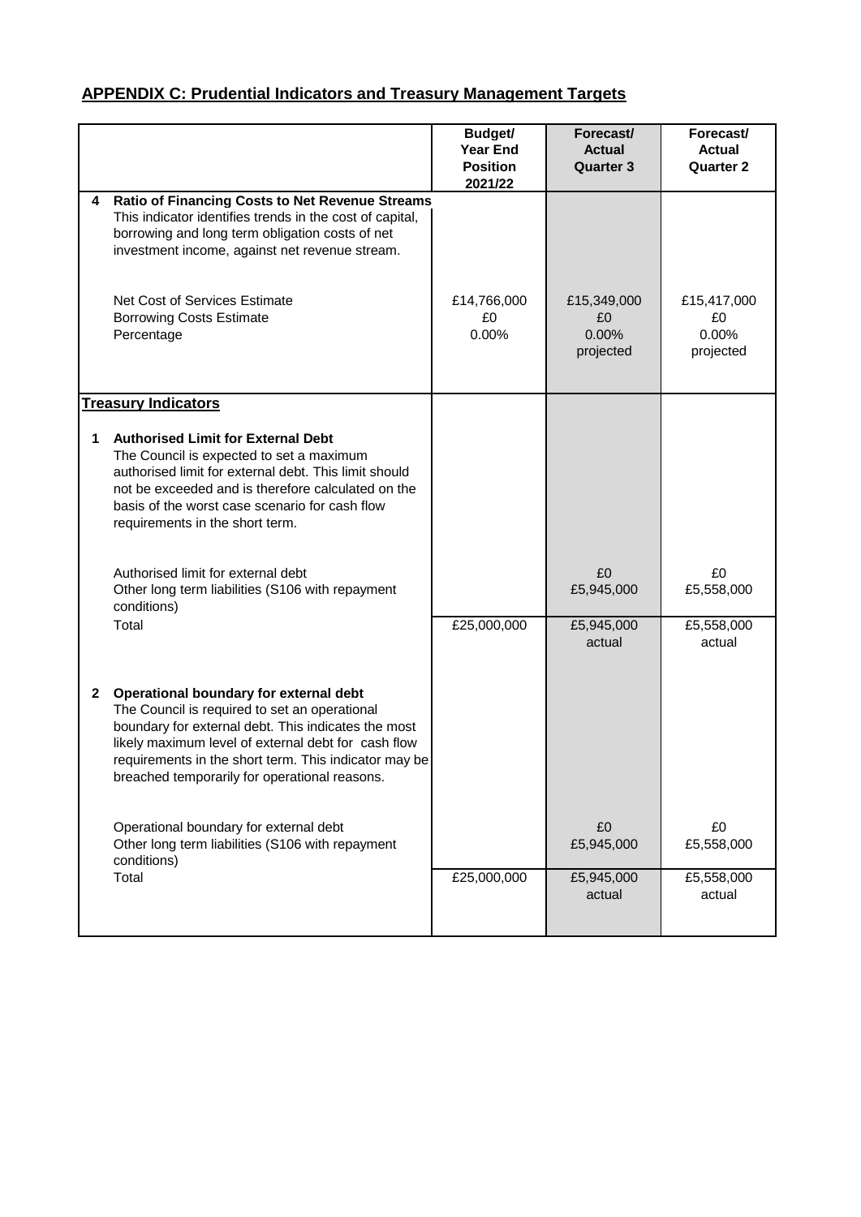## APPENDIX C: Prudential Indicators and Treasury Management Targets

| | | Budget/ Year End Position 2021/22 | Forecast/ Actual Quarter 3 | Forecast/ Actual Quarter 2 |
|---|---|---|---|---|
| 4 | **Ratio of Financing Costs to Net Revenue Streams**<br>This indicator identifies trends in the cost of capital, borrowing and long term obligation costs of net investment income, against net revenue stream. | | | |
| | Net Cost of Services Estimate | £14,766,000 | £15,349,000 | £15,417,000 |
| | Borrowing Costs Estimate | £0 | £0 | £0 |
| | Percentage | 0.00% | 0.00% projected | 0.00% projected |
| | **Treasury Indicators** | | | |
| 1 | **Authorised Limit for External Debt**<br>The Council is expected to set a maximum authorised limit for external debt. This limit should not be exceeded and is therefore calculated on the basis of the worst case scenario for cash flow requirements in the short term. | | | |
| | Authorised limit for external debt | | £0 | £0 |
| | Other long term liabilities (S106 with repayment conditions) | | £5,945,000 | £5,558,000 |
| | Total | £25,000,000 | £5,945,000 actual | £5,558,000 actual |
| 2 | **Operational boundary for external debt**<br>The Council is required to set an operational boundary for external debt. This indicates the most likely maximum level of external debt for cash flow requirements in the short term. This indicator may be breached temporarily for operational reasons. | | | |
| | Operational boundary for external debt | | £0 | £0 |
| | Other long term liabilities (S106 with repayment conditions) | | £5,945,000 | £5,558,000 |
| | Total | £25,000,000 | £5,945,000 actual | £5,558,000 actual |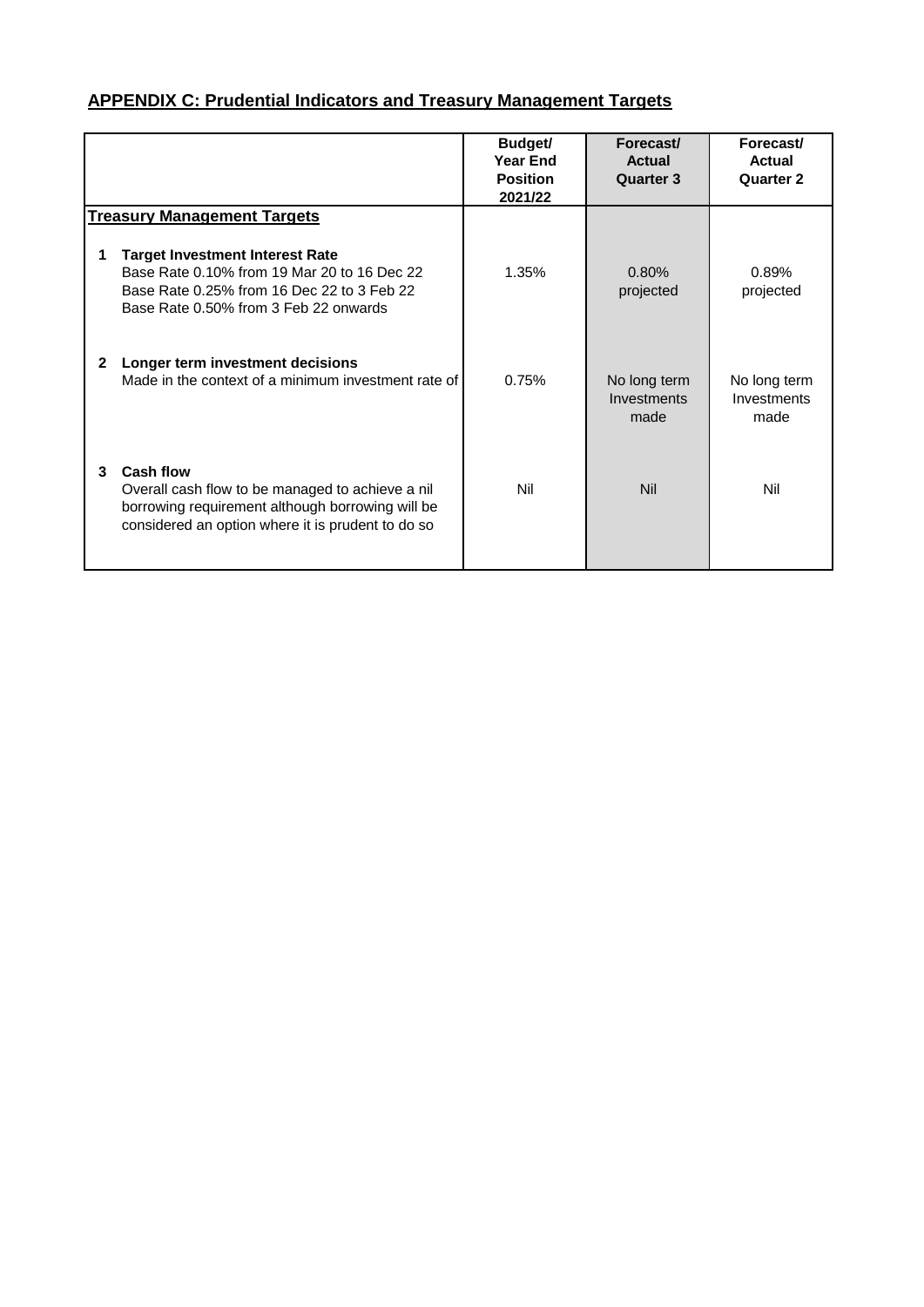## APPENDIX C: Prudential Indicators and Treasury Management Targets

| | | Budget/ Year End Position 2021/22 | Forecast/ Actual Quarter 3 | Forecast/ Actual Quarter 2 |
|---|---|---|---|---|
| **Treasury Management Targets** | | | | |
| 1 | **Target Investment Interest Rate**<br>Base Rate 0.10% from 19 Mar 20 to 16 Dec 22<br>Base Rate 0.25% from 16 Dec 22 to 3 Feb 22<br>Base Rate 0.50% from 3 Feb 22 onwards | 1.35% | 0.80% projected | 0.89% projected |
| 2 | **Longer term investment decisions**<br>Made in the context of a minimum investment rate of | 0.75% | No long term Investments made | No long term Investments made |
| 3 | **Cash flow**<br>Overall cash flow to be managed to achieve a nil borrowing requirement although borrowing will be considered an option where it is prudent to do so | Nil | Nil | Nil |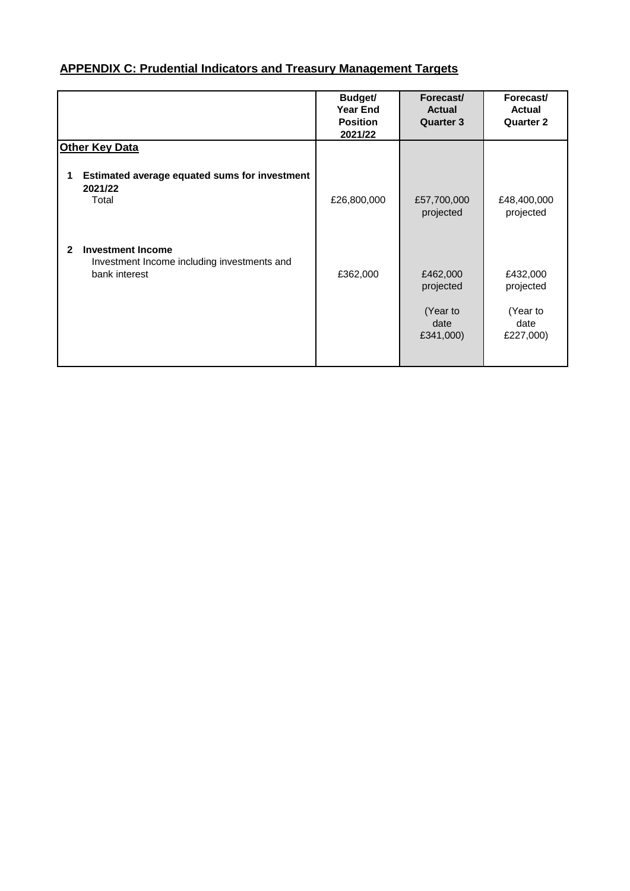## APPENDIX C: Prudential Indicators and Treasury Management Targets

| | Budget/ Year End Position 2021/22 | Forecast/ Actual Quarter 3 | Forecast/ Actual Quarter 2 |
|---|---|---|---|
| **Other Key Data** | | | |
| **1 Estimated average equated sums for investment 2021/22** | | | |
| Total | £26,800,000 | £57,700,000 projected | £48,400,000 projected |
| **2 Investment Income** | | | |
| Investment Income including investments and bank interest | £362,000 | £462,000 projected (Year to date £341,000) | £432,000 projected (Year to date £227,000) |